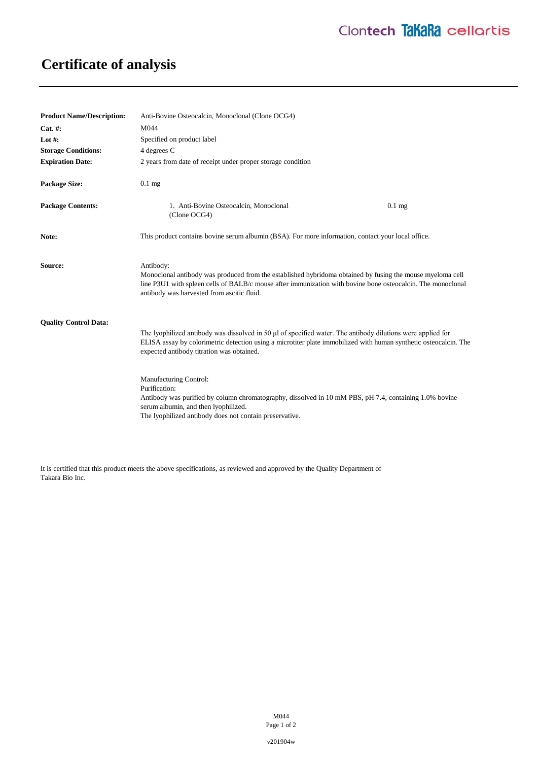# Certificate of analysis

**Product Name/Description:** Anti-Bovine Osteocalcin, Monoclonal (Clone OCG4)

**Cat. #:** M044

**Lot #:** Specified on product label

**Storage Conditions:** 4 degrees C

**Expiration Date:** 2 years from date of receipt under proper storage condition

**Package Size:** 0.1 mg

**Package Contents:**

| | |
|---|---|
| 1. Anti-Bovine Osteocalcin, Monoclonal (Clone OCG4) | 0.1 mg |

**Note:** This product contains bovine serum albumin (BSA). For more information, contact your local office.

**Source:**

Antibody:
Monoclonal antibody was produced from the established hybridoma obtained by fusing the mouse myeloma cell line P3U1 with spleen cells of BALB/c mouse after immunization with bovine bone osteocalcin. The monoclonal antibody was harvested from ascitic fluid.

**Quality Control Data:**

The lyophilized antibody was dissolved in 50 µl of specified water. The antibody dilutions were applied for ELISA assay by colorimetric detection using a microtiter plate immobilized with human synthetic osteocalcin. The expected antibody titration was obtained.

Manufacturing Control:
Purification:
Antibody was purified by column chromatography, dissolved in 10 mM PBS, pH 7.4, containing 1.0% bovine serum albumin, and then lyophilized.
The lyophilized antibody does not contain preservative.

It is certified that this product meets the above specifications, as reviewed and approved by the Quality Department of Takara Bio Inc.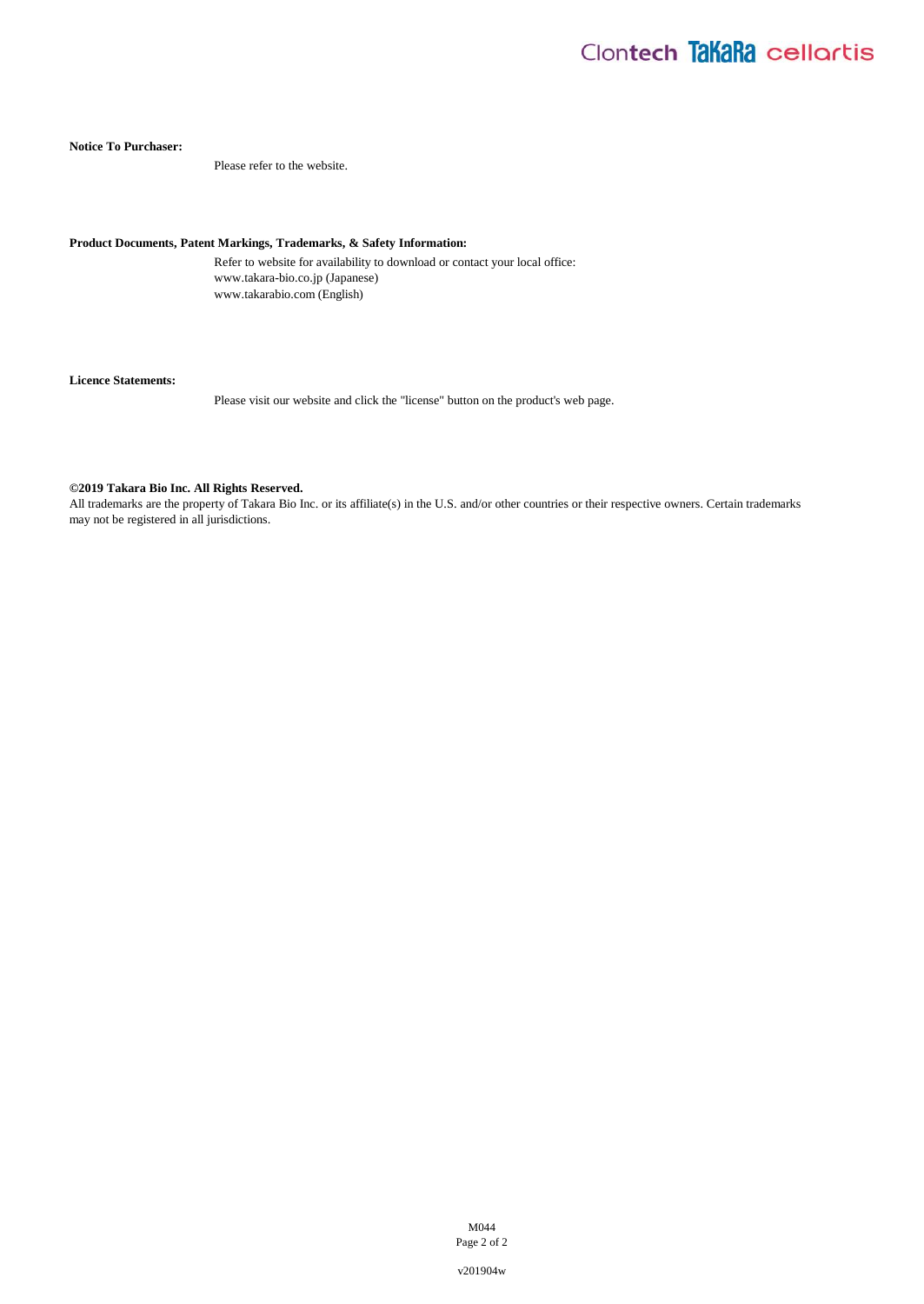**Notice To Purchaser:**

Please refer to the website.

**Product Documents, Patent Markings, Trademarks, & Safety Information:**

Refer to website for availability to download or contact your local office:
www.takara-bio.co.jp (Japanese)
www.takarabio.com (English)

**Licence Statements:**

Please visit our website and click the "license" button on the product's web page.

**©2019 Takara Bio Inc. All Rights Reserved.**
All trademarks are the property of Takara Bio Inc. or its affiliate(s) in the U.S. and/or other countries or their respective owners. Certain trademarks may not be registered in all jurisdictions.

M044

v201904w